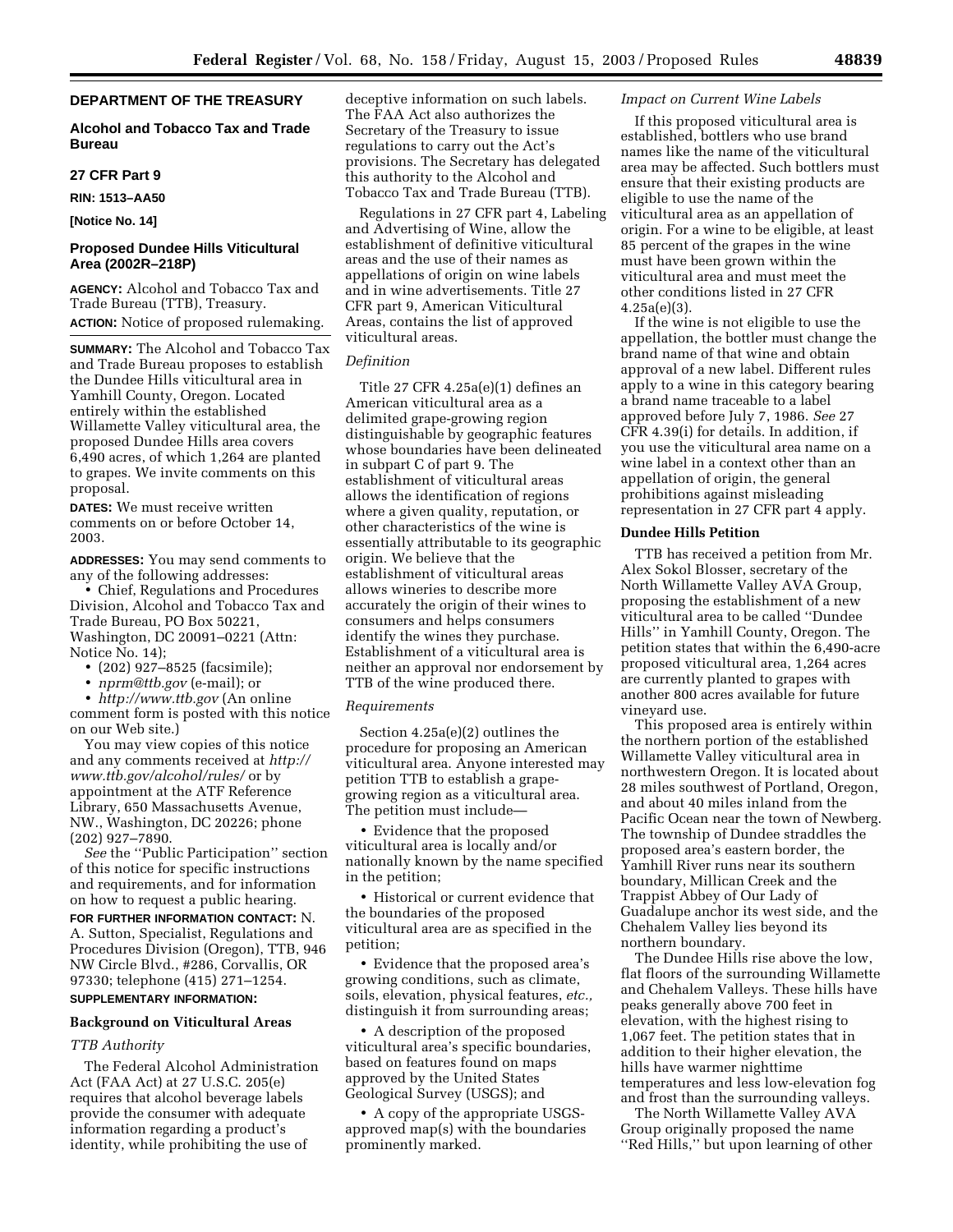**DEPARTMENT OF THE TREASURY**

**Alcohol and Tobacco Tax and Trade Bureau**

**27 CFR Part 9**

**RIN: 1513–AA50**

**[Notice No. 14]**

## Proposed Dundee Hills Viticultural Area (2002R–218P)

**AGENCY:** Alcohol and Tobacco Tax and Trade Bureau (TTB), Treasury.

**ACTION:** Notice of proposed rulemaking.

**SUMMARY:** The Alcohol and Tobacco Tax and Trade Bureau proposes to establish the Dundee Hills viticultural area in Yamhill County, Oregon. Located entirely within the established Willamette Valley viticultural area, the proposed Dundee Hills area covers 6,490 acres, of which 1,264 are planted to grapes. We invite comments on this proposal.

**DATES:** We must receive written comments on or before October 14, 2003.

**ADDRESSES:** You may send comments to any of the following addresses:

- Chief, Regulations and Procedures Division, Alcohol and Tobacco Tax and Trade Bureau, PO Box 50221, Washington, DC 20091–0221 (Attn: Notice No. 14);
- (202) 927–8525 (facsimile);
- *nprm@ttb.gov* (e-mail); or
- *http://www.ttb.gov* (An online comment form is posted with this notice on our Web site.)

You may view copies of this notice and any comments received at *http://www.ttb.gov/alcohol/rules/* or by appointment at the ATF Reference Library, 650 Massachusetts Avenue, NW., Washington, DC 20226; phone (202) 927–7890.

*See* the ''Public Participation'' section of this notice for specific instructions and requirements, and for information on how to request a public hearing.

**FOR FURTHER INFORMATION CONTACT:** N. A. Sutton, Specialist, Regulations and Procedures Division (Oregon), TTB, 946 NW Circle Blvd., #286, Corvallis, OR 97330; telephone (415) 271–1254.

**SUPPLEMENTARY INFORMATION:**

### Background on Viticultural Areas

*TTB Authority*

The Federal Alcohol Administration Act (FAA Act) at 27 U.S.C. 205(e) requires that alcohol beverage labels provide the consumer with adequate information regarding a product's identity, while prohibiting the use of deceptive information on such labels. The FAA Act also authorizes the Secretary of the Treasury to issue regulations to carry out the Act's provisions. The Secretary has delegated this authority to the Alcohol and Tobacco Tax and Trade Bureau (TTB).

Regulations in 27 CFR part 4, Labeling and Advertising of Wine, allow the establishment of definitive viticultural areas and the use of their names as appellations of origin on wine labels and in wine advertisements. Title 27 CFR part 9, American Viticultural Areas, contains the list of approved viticultural areas.

*Definition*

Title 27 CFR 4.25a(e)(1) defines an American viticultural area as a delimited grape-growing region distinguishable by geographic features whose boundaries have been delineated in subpart C of part 9. The establishment of viticultural areas allows the identification of regions where a given quality, reputation, or other characteristics of the wine is essentially attributable to its geographic origin. We believe that the establishment of viticultural areas allows wineries to describe more accurately the origin of their wines to consumers and helps consumers identify the wines they purchase. Establishment of a viticultural area is neither an approval nor endorsement by TTB of the wine produced there.

*Requirements*

Section 4.25a(e)(2) outlines the procedure for proposing an American viticultural area. Anyone interested may petition TTB to establish a grape-growing region as a viticultural area. The petition must include—

- Evidence that the proposed viticultural area is locally and/or nationally known by the name specified in the petition;
- Historical or current evidence that the boundaries of the proposed viticultural area are as specified in the petition;
- Evidence that the proposed area's growing conditions, such as climate, soils, elevation, physical features, *etc.,* distinguish it from surrounding areas;
- A description of the proposed viticultural area's specific boundaries, based on features found on maps approved by the United States Geological Survey (USGS); and
- A copy of the appropriate USGS-approved map(s) with the boundaries prominently marked.

*Impact on Current Wine Labels*

If this proposed viticultural area is established, bottlers who use brand names like the name of the viticultural area may be affected. Such bottlers must ensure that their existing products are eligible to use the name of the viticultural area as an appellation of origin. For a wine to be eligible, at least 85 percent of the grapes in the wine must have been grown within the viticultural area and must meet the other conditions listed in 27 CFR 4.25a(e)(3).

If the wine is not eligible to use the appellation, the bottler must change the brand name of that wine and obtain approval of a new label. Different rules apply to a wine in this category bearing a brand name traceable to a label approved before July 7, 1986. *See* 27 CFR 4.39(i) for details. In addition, if you use the viticultural area name on a wine label in a context other than an appellation of origin, the general prohibitions against misleading representation in 27 CFR part 4 apply.

### Dundee Hills Petition

TTB has received a petition from Mr. Alex Sokol Blosser, secretary of the North Willamette Valley AVA Group, proposing the establishment of a new viticultural area to be called ''Dundee Hills'' in Yamhill County, Oregon. The petition states that within the 6,490-acre proposed viticultural area, 1,264 acres are currently planted to grapes with another 800 acres available for future vineyard use.

This proposed area is entirely within the northern portion of the established Willamette Valley viticultural area in northwestern Oregon. It is located about 28 miles southwest of Portland, Oregon, and about 40 miles inland from the Pacific Ocean near the town of Newberg. The township of Dundee straddles the proposed area's eastern border, the Yamhill River runs near its southern boundary, Millican Creek and the Trappist Abbey of Our Lady of Guadalupe anchor its west side, and the Chehalem Valley lies beyond its northern boundary.

The Dundee Hills rise above the low, flat floors of the surrounding Willamette and Chehalem Valleys. These hills have peaks generally above 700 feet in elevation, with the highest rising to 1,067 feet. The petition states that in addition to their higher elevation, the hills have warmer nighttime temperatures and less low-elevation fog and frost than the surrounding valleys.

The North Willamette Valley AVA Group originally proposed the name ''Red Hills,'' but upon learning of other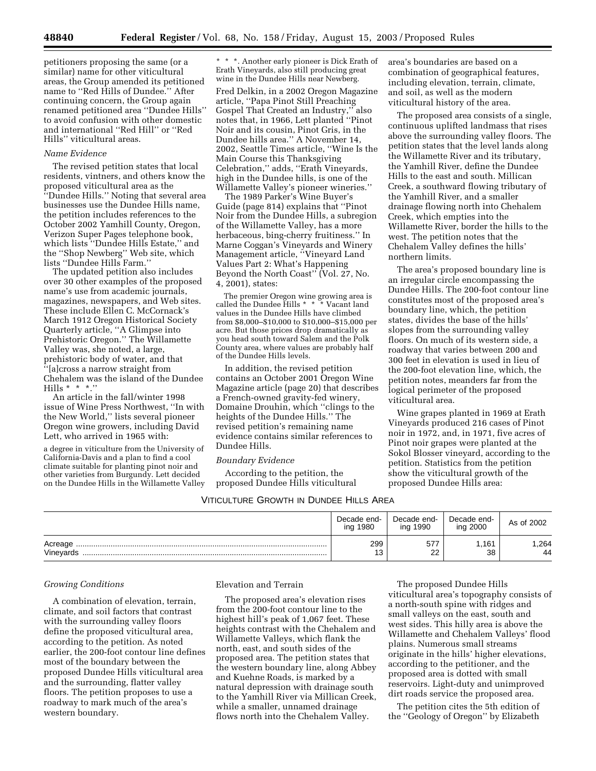petitioners proposing the same (or a similar) name for other viticultural areas, the Group amended its petitioned name to ''Red Hills of Dundee.'' After continuing concern, the Group again renamed petitioned area ''Dundee Hills'' to avoid confusion with other domestic and international ''Red Hill'' or ''Red Hills'' viticultural areas.

*Name Evidence*

The revised petition states that local residents, vintners, and others know the proposed viticultural area as the ''Dundee Hills.'' Noting that several area businesses use the Dundee Hills name, the petition includes references to the October 2002 Yamhill County, Oregon, Verizon Super Pages telephone book, which lists ''Dundee Hills Estate,'' and the ''Shop Newberg'' Web site, which lists ''Dundee Hills Farm.''

The updated petition also includes over 30 other examples of the proposed name's use from academic journals, magazines, newspapers, and Web sites. These include Ellen C. McCornack's March 1912 Oregon Historical Society Quarterly article, ''A Glimpse into Prehistoric Oregon.'' The Willamette Valley was, she noted, a large, prehistoric body of water, and that ''[a]cross a narrow straight from Chehalem was the island of the Dundee Hills * * *.''

An article in the fall/winter 1998 issue of Wine Press Northwest, ''In with the New World,'' lists several pioneer Oregon wine growers, including David Lett, who arrived in 1965 with:

> a degree in viticulture from the University of California-Davis and a plan to find a cool climate suitable for planting pinot noir and other varieties from Burgundy. Lett decided on the Dundee Hills in the Willamette Valley * * *. Another early pioneer is Dick Erath of Erath Vineyards, also still producing great wine in the Dundee Hills near Newberg.

Fred Delkin, in a 2002 Oregon Magazine article, ''Papa Pinot Still Preaching Gospel That Created an Industry,'' also notes that, in 1966, Lett planted ''Pinot Noir and its cousin, Pinot Gris, in the Dundee hills area.'' A November 14, 2002, Seattle Times article, ''Wine Is the Main Course this Thanksgiving Celebration,'' adds, ''Erath Vineyards, high in the Dundee hills, is one of the Willamette Valley's pioneer wineries.''

The 1989 Parker's Wine Buyer's Guide (page 814) explains that ''Pinot Noir from the Dundee Hills, a subregion of the Willamette Valley, has a more herbaceous, bing-cherry fruitiness.'' In Marne Coggan's Vineyards and Winery Management article, ''Vineyard Land Values Part 2: What's Happening Beyond the North Coast'' (Vol. 27, No. 4, 2001), states:

> The premier Oregon wine growing area is called the Dundee Hills * * * Vacant land values in the Dundee Hills have climbed from $8,000–$10,000 to $10,000–$15,000 per acre. But those prices drop dramatically as you head south toward Salem and the Polk County area, where values are probably half of the Dundee Hills levels.

In addition, the revised petition contains an October 2001 Oregon Wine Magazine article (page 20) that describes a French-owned gravity-fed winery, Domaine Drouhin, which ''clings to the heights of the Dundee Hills.'' The revised petition's remaining name evidence contains similar references to Dundee Hills.

*Boundary Evidence*

According to the petition, the proposed Dundee Hills viticultural area's boundaries are based on a combination of geographical features, including elevation, terrain, climate, and soil, as well as the modern viticultural history of the area.

The proposed area consists of a single, continuous uplifted landmass that rises above the surrounding valley floors. The petition states that the level lands along the Willamette River and its tributary, the Yamhill River, define the Dundee Hills to the east and south. Millican Creek, a southward flowing tributary of the Yamhill River, and a smaller drainage flowing north into Chehalem Creek, which empties into the Willamette River, border the hills to the west. The petition notes that the Chehalem Valley defines the hills' northern limits.

The area's proposed boundary line is an irregular circle encompassing the Dundee Hills. The 200-foot contour line constitutes most of the proposed area's boundary line, which, the petition states, divides the base of the hills' slopes from the surrounding valley floors. On much of its western side, a roadway that varies between 200 and 300 feet in elevation is used in lieu of the 200-foot elevation line, which, the petition notes, meanders far from the logical perimeter of the proposed viticultural area.

Wine grapes planted in 1969 at Erath Vineyards produced 216 cases of Pinot noir in 1972, and, in 1971, five acres of Pinot noir grapes were planted at the Sokol Blosser vineyard, according to the petition. Statistics from the petition show the viticultural growth of the proposed Dundee Hills area:

VITICULTURE GROWTH IN DUNDEE HILLS AREA

| | Decade ending 1980 | Decade ending 1990 | Decade ending 2000 | As of 2002 |
|---|---|---|---|---|
| Acreage | 299 | 577 | 1,161 | 1,264 |
| Vineyards | 13 | 22 | 38 | 44 |

*Growing Conditions*

A combination of elevation, terrain, climate, and soil factors that contrast with the surrounding valley floors define the proposed viticultural area, according to the petition. As noted earlier, the 200-foot contour line defines most of the boundary between the proposed Dundee Hills viticultural area and the surrounding, flatter valley floors. The petition proposes to use a roadway to mark much of the area's western boundary.

Elevation and Terrain

The proposed area's elevation rises from the 200-foot contour line to the highest hill's peak of 1,067 feet. These heights contrast with the Chehalem and Willamette Valleys, which flank the north, east, and south sides of the proposed area. The petition states that the western boundary line, along Abbey and Kuehne Roads, is marked by a natural depression with drainage south to the Yamhill River via Millican Creek, while a smaller, unnamed drainage flows north into the Chehalem Valley.

The proposed Dundee Hills viticultural area's topography consists of a north-south spine with ridges and small valleys on the east, south and west sides. This hilly area is above the Willamette and Chehalem Valleys' flood plains. Numerous small streams originate in the hills' higher elevations, according to the petitioner, and the proposed area is dotted with small reservoirs. Light-duty and unimproved dirt roads service the proposed area.

The petition cites the 5th edition of the ''Geology of Oregon'' by Elizabeth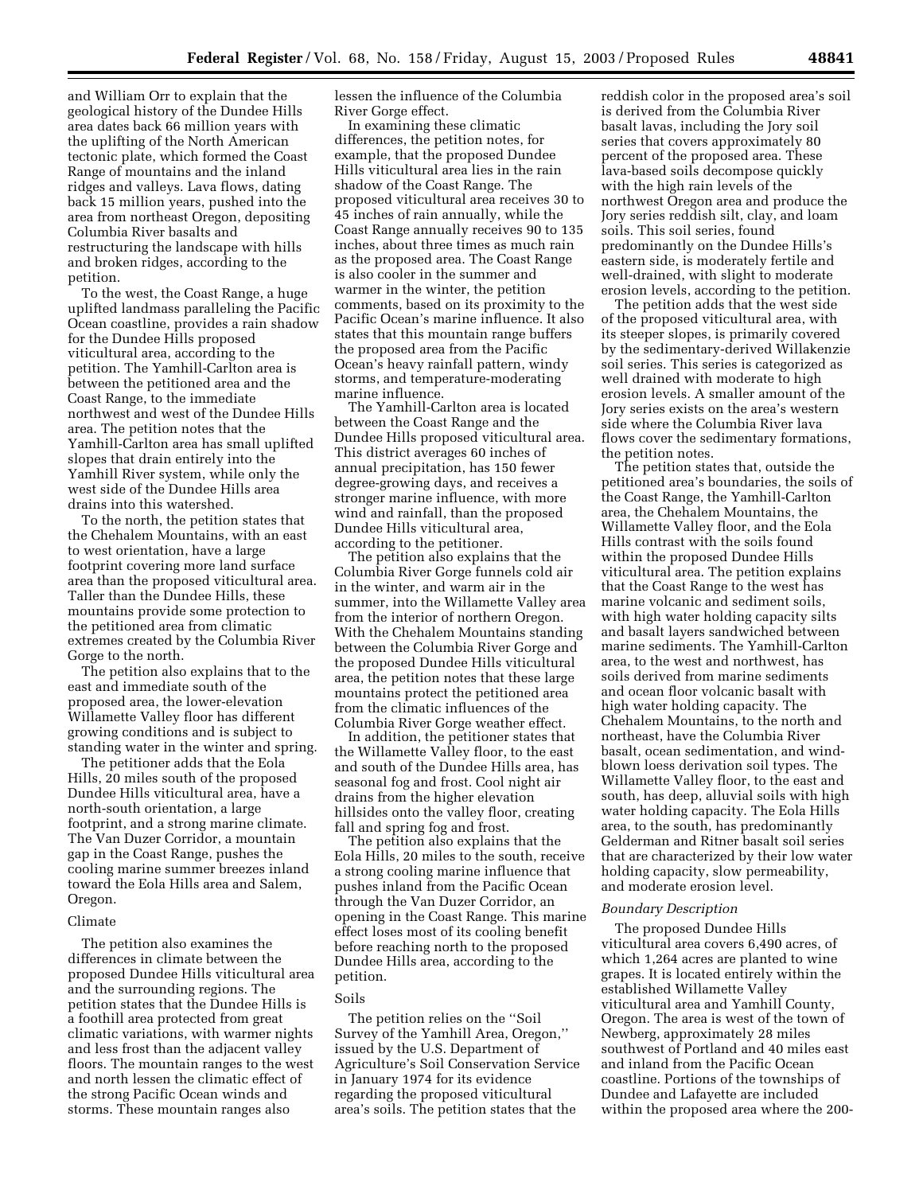and William Orr to explain that the geological history of the Dundee Hills area dates back 66 million years with the uplifting of the North American tectonic plate, which formed the Coast Range of mountains and the inland ridges and valleys. Lava flows, dating back 15 million years, pushed into the area from northeast Oregon, depositing Columbia River basalts and restructuring the landscape with hills and broken ridges, according to the petition.

To the west, the Coast Range, a huge uplifted landmass paralleling the Pacific Ocean coastline, provides a rain shadow for the Dundee Hills proposed viticultural area, according to the petition. The Yamhill-Carlton area is between the petitioned area and the Coast Range, to the immediate northwest and west of the Dundee Hills area. The petition notes that the Yamhill-Carlton area has small uplifted slopes that drain entirely into the Yamhill River system, while only the west side of the Dundee Hills area drains into this watershed.

To the north, the petition states that the Chehalem Mountains, with an east to west orientation, have a large footprint covering more land surface area than the proposed viticultural area. Taller than the Dundee Hills, these mountains provide some protection to the petitioned area from climatic extremes created by the Columbia River Gorge to the north.

The petition also explains that to the east and immediate south of the proposed area, the lower-elevation Willamette Valley floor has different growing conditions and is subject to standing water in the winter and spring.

The petitioner adds that the Eola Hills, 20 miles south of the proposed Dundee Hills viticultural area, have a north-south orientation, a large footprint, and a strong marine climate. The Van Duzer Corridor, a mountain gap in the Coast Range, pushes the cooling marine summer breezes inland toward the Eola Hills area and Salem, Oregon.

Climate

The petition also examines the differences in climate between the proposed Dundee Hills viticultural area and the surrounding regions. The petition states that the Dundee Hills is a foothill area protected from great climatic variations, with warmer nights and less frost than the adjacent valley floors. The mountain ranges to the west and north lessen the climatic effect of the strong Pacific Ocean winds and storms. These mountain ranges also lessen the influence of the Columbia River Gorge effect.

In examining these climatic differences, the petition notes, for example, that the proposed Dundee Hills viticultural area lies in the rain shadow of the Coast Range. The proposed viticultural area receives 30 to 45 inches of rain annually, while the Coast Range annually receives 90 to 135 inches, about three times as much rain as the proposed area. The Coast Range is also cooler in the summer and warmer in the winter, the petition comments, based on its proximity to the Pacific Ocean's marine influence. It also states that this mountain range buffers the proposed area from the Pacific Ocean's heavy rainfall pattern, windy storms, and temperature-moderating marine influence.

The Yamhill-Carlton area is located between the Coast Range and the Dundee Hills proposed viticultural area. This district averages 60 inches of annual precipitation, has 150 fewer degree-growing days, and receives a stronger marine influence, with more wind and rainfall, than the proposed Dundee Hills viticultural area, according to the petitioner.

The petition also explains that the Columbia River Gorge funnels cold air in the winter, and warm air in the summer, into the Willamette Valley area from the interior of northern Oregon. With the Chehalem Mountains standing between the Columbia River Gorge and the proposed Dundee Hills viticultural area, the petition notes that these large mountains protect the petitioned area from the climatic influences of the Columbia River Gorge weather effect.

In addition, the petitioner states that the Willamette Valley floor, to the east and south of the Dundee Hills area, has seasonal fog and frost. Cool night air drains from the higher elevation hillsides onto the valley floor, creating fall and spring fog and frost.

The petition also explains that the Eola Hills, 20 miles to the south, receive a strong cooling marine influence that pushes inland from the Pacific Ocean through the Van Duzer Corridor, an opening in the Coast Range. This marine effect loses most of its cooling benefit before reaching north to the proposed Dundee Hills area, according to the petition.

Soils

The petition relies on the ''Soil Survey of the Yamhill Area, Oregon,'' issued by the U.S. Department of Agriculture's Soil Conservation Service in January 1974 for its evidence regarding the proposed viticultural area's soils. The petition states that the reddish color in the proposed area's soil is derived from the Columbia River basalt lavas, including the Jory soil series that covers approximately 80 percent of the proposed area. These lava-based soils decompose quickly with the high rain levels of the northwest Oregon area and produce the Jory series reddish silt, clay, and loam soils. This soil series, found predominantly on the Dundee Hills's eastern side, is moderately fertile and well-drained, with slight to moderate erosion levels, according to the petition.

The petition adds that the west side of the proposed viticultural area, with its steeper slopes, is primarily covered by the sedimentary-derived Willakenzie soil series. This series is categorized as well drained with moderate to high erosion levels. A smaller amount of the Jory series exists on the area's western side where the Columbia River lava flows cover the sedimentary formations, the petition notes.

The petition states that, outside the petitioned area's boundaries, the soils of the Coast Range, the Yamhill-Carlton area, the Chehalem Mountains, the Willamette Valley floor, and the Eola Hills contrast with the soils found within the proposed Dundee Hills viticultural area. The petition explains that the Coast Range to the west has marine volcanic and sediment soils, with high water holding capacity silts and basalt layers sandwiched between marine sediments. The Yamhill-Carlton area, to the west and northwest, has soils derived from marine sediments and ocean floor volcanic basalt with high water holding capacity. The Chehalem Mountains, to the north and northeast, have the Columbia River basalt, ocean sedimentation, and wind-blown loess derivation soil types. The Willamette Valley floor, to the east and south, has deep, alluvial soils with high water holding capacity. The Eola Hills area, to the south, has predominantly Gelderman and Ritner basalt soil series that are characterized by their low water holding capacity, slow permeability, and moderate erosion level.

*Boundary Description*

The proposed Dundee Hills viticultural area covers 6,490 acres, of which 1,264 acres are planted to wine grapes. It is located entirely within the established Willamette Valley viticultural area and Yamhill County, Oregon. The area is west of the town of Newberg, approximately 28 miles southwest of Portland and 40 miles east and inland from the Pacific Ocean coastline. Portions of the townships of Dundee and Lafayette are included within the proposed area where the 200-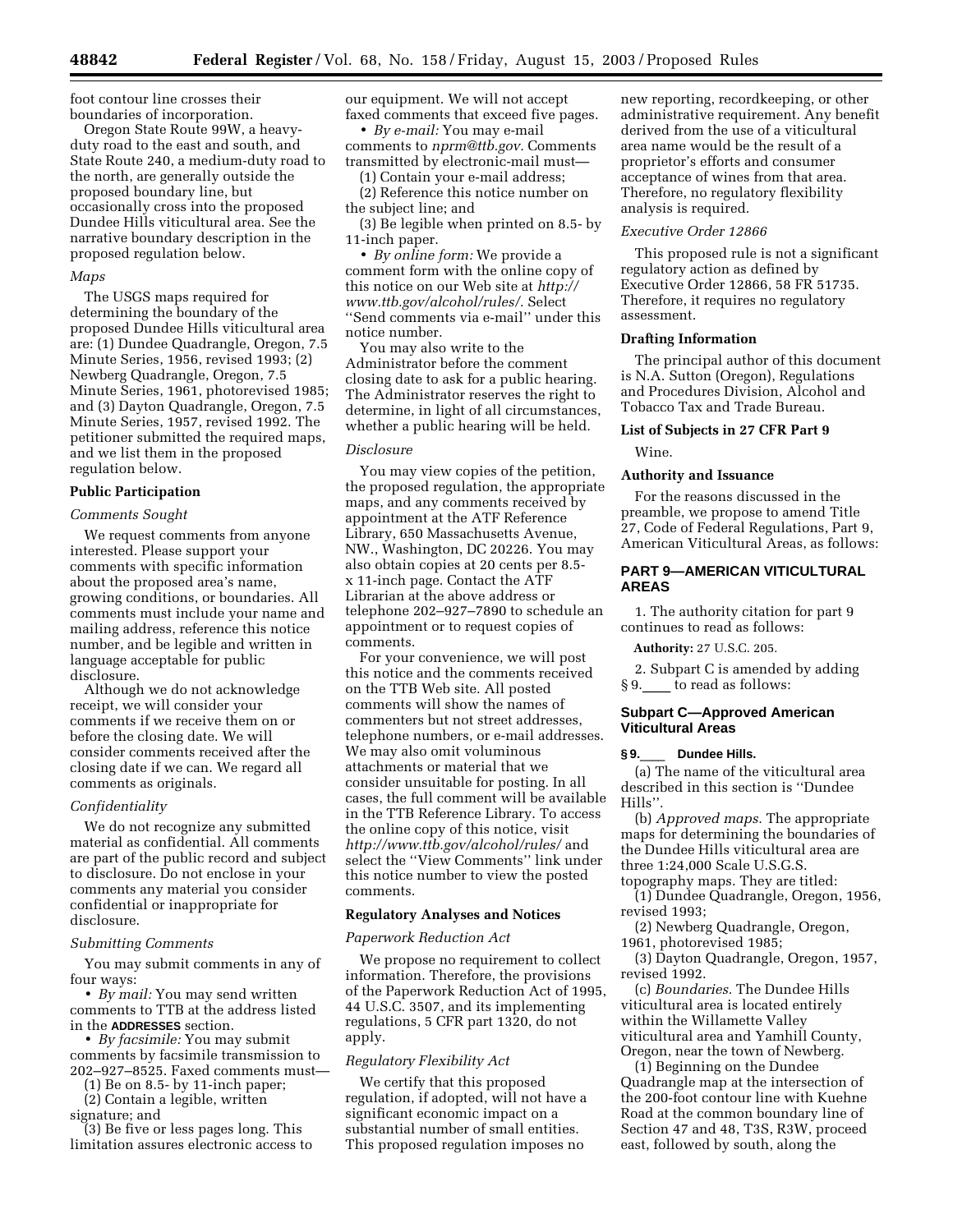foot contour line crosses their boundaries of incorporation.

Oregon State Route 99W, a heavy-duty road to the east and south, and State Route 240, a medium-duty road to the north, are generally outside the proposed boundary line, but occasionally cross into the proposed Dundee Hills viticultural area. See the narrative boundary description in the proposed regulation below.

*Maps*

The USGS maps required for determining the boundary of the proposed Dundee Hills viticultural area are: (1) Dundee Quadrangle, Oregon, 7.5 Minute Series, 1956, revised 1993; (2) Newberg Quadrangle, Oregon, 7.5 Minute Series, 1961, photorevised 1985; and (3) Dayton Quadrangle, Oregon, 7.5 Minute Series, 1957, revised 1992. The petitioner submitted the required maps, and we list them in the proposed regulation below.

**Public Participation**

*Comments Sought*

We request comments from anyone interested. Please support your comments with specific information about the proposed area's name, growing conditions, or boundaries. All comments must include your name and mailing address, reference this notice number, and be legible and written in language acceptable for public disclosure.

Although we do not acknowledge receipt, we will consider your comments if we receive them on or before the closing date. We will consider comments received after the closing date if we can. We regard all comments as originals.

*Confidentiality*

We do not recognize any submitted material as confidential. All comments are part of the public record and subject to disclosure. Do not enclose in your comments any material you consider confidential or inappropriate for disclosure.

*Submitting Comments*

You may submit comments in any of four ways:

• *By mail:* You may send written comments to TTB at the address listed in the **ADDRESSES** section.

• *By facsimile:* You may submit comments by facsimile transmission to 202–927–8525. Faxed comments must—

(1) Be on 8.5- by 11-inch paper;

(2) Contain a legible, written signature; and

(3) Be five or less pages long. This limitation assures electronic access to our equipment. We will not accept faxed comments that exceed five pages.

• *By e-mail:* You may e-mail comments to *nprm@ttb.gov.* Comments transmitted by electronic-mail must—

(1) Contain your e-mail address;

(2) Reference this notice number on the subject line; and

(3) Be legible when printed on 8.5- by 11-inch paper.

• *By online form:* We provide a comment form with the online copy of this notice on our Web site at *http://www.ttb.gov/alcohol/rules/.* Select ''Send comments via e-mail'' under this notice number.

You may also write to the Administrator before the comment closing date to ask for a public hearing. The Administrator reserves the right to determine, in light of all circumstances, whether a public hearing will be held.

*Disclosure*

You may view copies of the petition, the proposed regulation, the appropriate maps, and any comments received by appointment at the ATF Reference Library, 650 Massachusetts Avenue, NW., Washington, DC 20226. You may also obtain copies at 20 cents per 8.5- x 11-inch page. Contact the ATF Librarian at the above address or telephone 202–927–7890 to schedule an appointment or to request copies of comments.

For your convenience, we will post this notice and the comments received on the TTB Web site. All posted comments will show the names of commenters but not street addresses, telephone numbers, or e-mail addresses. We may also omit voluminous attachments or material that we consider unsuitable for posting. In all cases, the full comment will be available in the TTB Reference Library. To access the online copy of this notice, visit *http://www.ttb.gov/alcohol/rules/* and select the ''View Comments'' link under this notice number to view the posted comments.

**Regulatory Analyses and Notices**

*Paperwork Reduction Act*

We propose no requirement to collect information. Therefore, the provisions of the Paperwork Reduction Act of 1995, 44 U.S.C. 3507, and its implementing regulations, 5 CFR part 1320, do not apply.

*Regulatory Flexibility Act*

We certify that this proposed regulation, if adopted, will not have a significant economic impact on a substantial number of small entities. This proposed regulation imposes no new reporting, recordkeeping, or other administrative requirement. Any benefit derived from the use of a viticultural area name would be the result of a proprietor's efforts and consumer acceptance of wines from that area. Therefore, no regulatory flexibility analysis is required.

*Executive Order 12866*

This proposed rule is not a significant regulatory action as defined by Executive Order 12866, 58 FR 51735. Therefore, it requires no regulatory assessment.

**Drafting Information**

The principal author of this document is N.A. Sutton (Oregon), Regulations and Procedures Division, Alcohol and Tobacco Tax and Trade Bureau.

**List of Subjects in 27 CFR Part 9**

Wine.

**Authority and Issuance**

For the reasons discussed in the preamble, we propose to amend Title 27, Code of Federal Regulations, Part 9, American Viticultural Areas, as follows:

## PART 9—AMERICAN VITICULTURAL AREAS

1. The authority citation for part 9 continues to read as follows:

**Authority:** 27 U.S.C. 205.

2. Subpart C is amended by adding § 9.\_\_\_\_ to read as follows:

## Subpart C—Approved American Viticultural Areas

**§ 9.\_\_\_\_ Dundee Hills.**

(a) The name of the viticultural area described in this section is ''Dundee Hills''.

(b) *Approved maps.* The appropriate maps for determining the boundaries of the Dundee Hills viticultural area are three 1:24,000 Scale U.S.G.S. topography maps. They are titled:

(1) Dundee Quadrangle, Oregon, 1956, revised 1993;

(2) Newberg Quadrangle, Oregon, 1961, photorevised 1985;

(3) Dayton Quadrangle, Oregon, 1957, revised 1992.

(c) *Boundaries.* The Dundee Hills viticultural area is located entirely within the Willamette Valley viticultural area and Yamhill County, Oregon, near the town of Newberg.

(1) Beginning on the Dundee Quadrangle map at the intersection of the 200-foot contour line with Kuehne Road at the common boundary line of Section 47 and 48, T3S, R3W, proceed east, followed by south, along the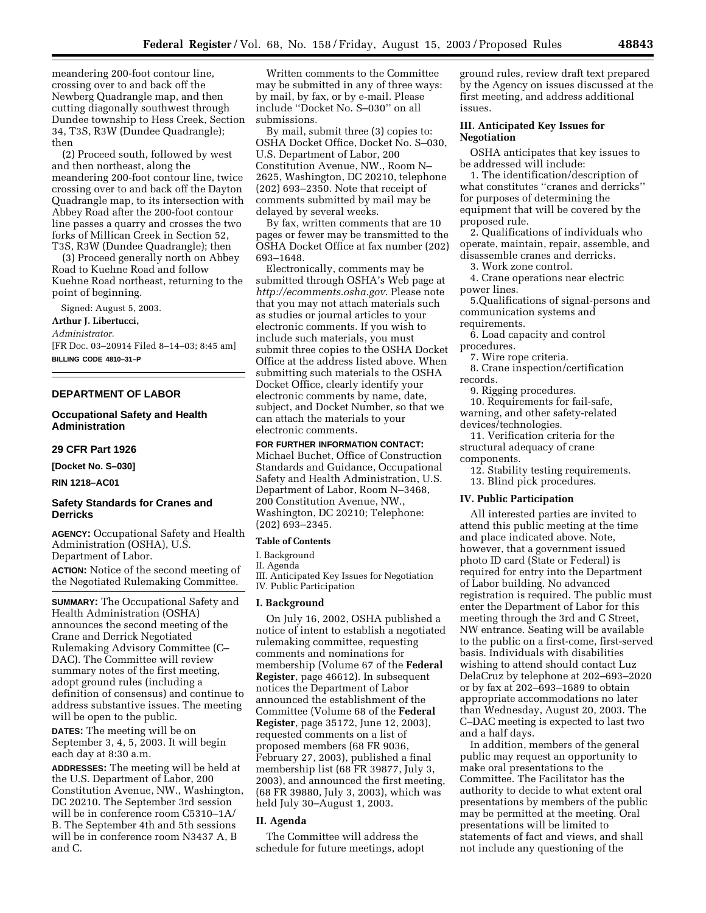meandering 200-foot contour line, crossing over to and back off the Newberg Quadrangle map, and then cutting diagonally southwest through Dundee township to Hess Creek, Section 34, T3S, R3W (Dundee Quadrangle); then

(2) Proceed south, followed by west and then northeast, along the meandering 200-foot contour line, twice crossing over to and back off the Dayton Quadrangle map, to its intersection with Abbey Road after the 200-foot contour line passes a quarry and crosses the two forks of Millican Creek in Section 52, T3S, R3W (Dundee Quadrangle); then

(3) Proceed generally north on Abbey Road to Kuehne Road and follow Kuehne Road northeast, returning to the point of beginning.

Signed: August 5, 2003.

**Arthur J. Libertucci,**

*Administrator.*

[FR Doc. 03–20914 Filed 8–14–03; 8:45 am]

**BILLING CODE 4810–31–P**

---

## DEPARTMENT OF LABOR

### Occupational Safety and Health Administration

### 29 CFR Part 1926

**[Docket No. S–030]**

**RIN 1218–AC01**

### Safety Standards for Cranes and Derricks

**AGENCY:** Occupational Safety and Health Administration (OSHA), U.S. Department of Labor.

**ACTION:** Notice of the second meeting of the Negotiated Rulemaking Committee.

**SUMMARY:** The Occupational Safety and Health Administration (OSHA) announces the second meeting of the Crane and Derrick Negotiated Rulemaking Advisory Committee (C–DAC). The Committee will review summary notes of the first meeting, adopt ground rules (including a definition of consensus) and continue to address substantive issues. The meeting will be open to the public.

**DATES:** The meeting will be on September 3, 4, 5, 2003. It will begin each day at 8:30 a.m.

**ADDRESSES:** The meeting will be held at the U.S. Department of Labor, 200 Constitution Avenue, NW., Washington, DC 20210. The September 3rd session will be in conference room C5310–1A/B. The September 4th and 5th sessions will be in conference room N3437 A, B and C.

Written comments to the Committee may be submitted in any of three ways: by mail, by fax, or by e-mail. Please include ''Docket No. S–030'' on all submissions.

By mail, submit three (3) copies to: OSHA Docket Office, Docket No. S–030, U.S. Department of Labor, 200 Constitution Avenue, NW., Room N–2625, Washington, DC 20210, telephone (202) 693–2350. Note that receipt of comments submitted by mail may be delayed by several weeks.

By fax, written comments that are 10 pages or fewer may be transmitted to the OSHA Docket Office at fax number (202) 693–1648.

Electronically, comments may be submitted through OSHA's Web page at *http://ecomments.osha.gov*. Please note that you may not attach materials such as studies or journal articles to your electronic comments. If you wish to include such materials, you must submit three copies to the OSHA Docket Office at the address listed above. When submitting such materials to the OSHA Docket Office, clearly identify your electronic comments by name, date, subject, and Docket Number, so that we can attach the materials to your electronic comments.

**FOR FURTHER INFORMATION CONTACT:** Michael Buchet, Office of Construction Standards and Guidance, Occupational Safety and Health Administration, U.S. Department of Labor, Room N–3468, 200 Constitution Avenue, NW., Washington, DC 20210; Telephone: (202) 693–2345.

**Table of Contents**

I. Background
II. Agenda
III. Anticipated Key Issues for Negotiation
IV. Public Participation

#### I. Background

On July 16, 2002, OSHA published a notice of intent to establish a negotiated rulemaking committee, requesting comments and nominations for membership (Volume 67 of the **Federal Register**, page 46612). In subsequent notices the Department of Labor announced the establishment of the Committee (Volume 68 of the **Federal Register**, page 35172, June 12, 2003), requested comments on a list of proposed members (68 FR 9036, February 27, 2003), published a final membership list (68 FR 39877, July 3, 2003), and announced the first meeting, (68 FR 39880, July 3, 2003), which was held July 30–August 1, 2003.

#### II. Agenda

The Committee will address the schedule for future meetings, adopt ground rules, review draft text prepared by the Agency on issues discussed at the first meeting, and address additional issues.

#### III. Anticipated Key Issues for Negotiation

OSHA anticipates that key issues to be addressed will include:

1. The identification/description of what constitutes ''cranes and derricks'' for purposes of determining the equipment that will be covered by the proposed rule.
2. Qualifications of individuals who operate, maintain, repair, assemble, and disassemble cranes and derricks.
3. Work zone control.
4. Crane operations near electric power lines.
5. Qualifications of signal-persons and communication systems and requirements.
6. Load capacity and control procedures.
7. Wire rope criteria.
8. Crane inspection/certification records.
9. Rigging procedures.
10. Requirements for fail-safe, warning, and other safety-related devices/technologies.
11. Verification criteria for the structural adequacy of crane components.
12. Stability testing requirements.
13. Blind pick procedures.

#### IV. Public Participation

All interested parties are invited to attend this public meeting at the time and place indicated above. Note, however, that a government issued photo ID card (State or Federal) is required for entry into the Department of Labor building. No advanced registration is required. The public must enter the Department of Labor for this meeting through the 3rd and C Street, NW entrance. Seating will be available to the public on a first-come, first-served basis. Individuals with disabilities wishing to attend should contact Luz DelaCruz by telephone at 202–693–2020 or by fax at 202–693–1689 to obtain appropriate accommodations no later than Wednesday, August 20, 2003. The C–DAC meeting is expected to last two and a half days.

In addition, members of the general public may request an opportunity to make oral presentations to the Committee. The Facilitator has the authority to decide to what extent oral presentations by members of the public may be permitted at the meeting. Oral presentations will be limited to statements of fact and views, and shall not include any questioning of the